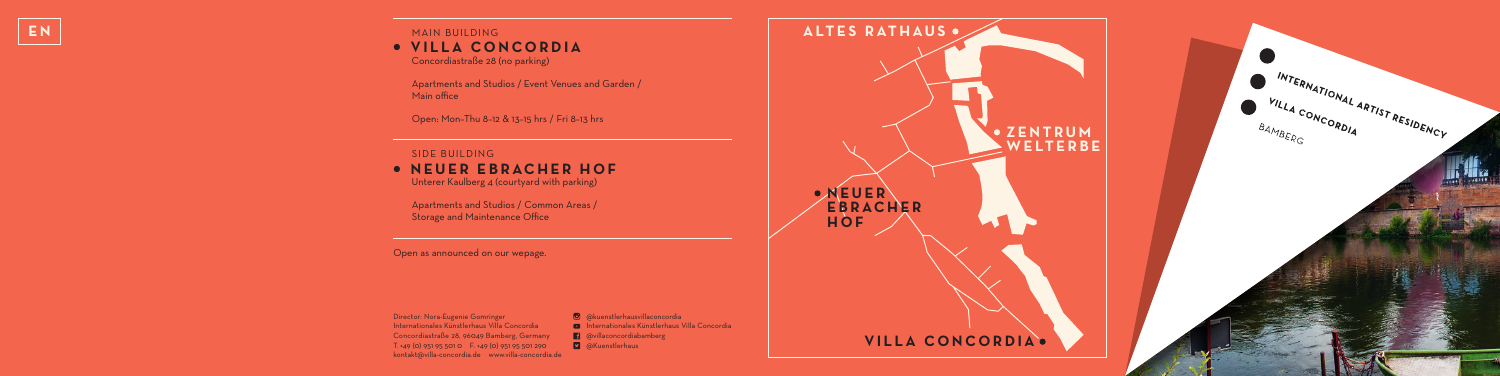EN

MAIN BUILDING

## VILLA CONCORDIA

Concordiastraße 28 (no parking)

Apartments and Studios / Event Venues and Garden / Main office

Open: Mon–Thu 8–12 & 13–15 hrs / Fri 8–13 hrs

SIDE BUILDING

## NEUER EBRACHER HOF

Unterer Kaulberg 4 (courtyard with parking)

Apartments and Studios / Common Areas / Storage and Maintenance Office

Open as announced on our wepage.

Director: Nora-Eugenie Gomringer
Internationales Künstlerhaus Villa Concordia
Concordiastraße 28, 96049 Bamberg, Germany
T. +49 (0) 951 95 501 0 F. +49 (0) 951 95 501 290
kontakt@villa-concordia.de www.villa-concordia.de

@kuenstlerhausvillaconcordia
Internationales Künstlerhaus Villa Concordia
@villaconcordiabamberg
@Kuenstlerhaus

ALTES RATHAUS

ZENTRUM WELTERBE

NEUER EBRACHER HOF

VILLA CONCORDIA

INTERNATIONAL ARTIST RESIDENCY
VILLA CONCORDIA
BAMBERG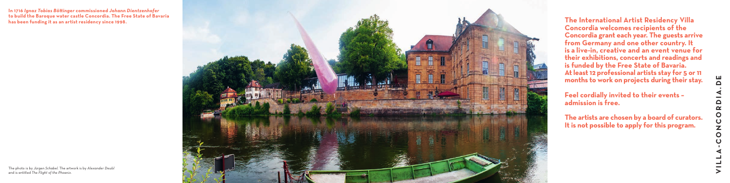**In 1716 *Ignaz Tobias Böttinger* commissioned *Johann Dientzenhofer* to build the Baroque water castle Concordia. The Free State of Bavaria has been funding it as an artist residency since 1998.**

The photo is by *Jürgen Schabel*. The artwork is by *Alexander Deubl* and is entitled *The Flight of the Phoenix*.

**The International Artist Residency Villa Concordia welcomes recipients of the Concordia grant each year. The guests arrive from Germany and one other country. It is a live-in, creative and an event venue for their exhibitions, concerts and readings and is funded by the Free State of Bavaria. At least 12 professional artists stay for 5 or 11 months to work on projects during their stay.**

**Feel cordially invited to their events – admission is free.**

**The artists are chosen by a board of curators. It is not possible to apply for this program.**

**VILLA-CONCORDIA.DE**